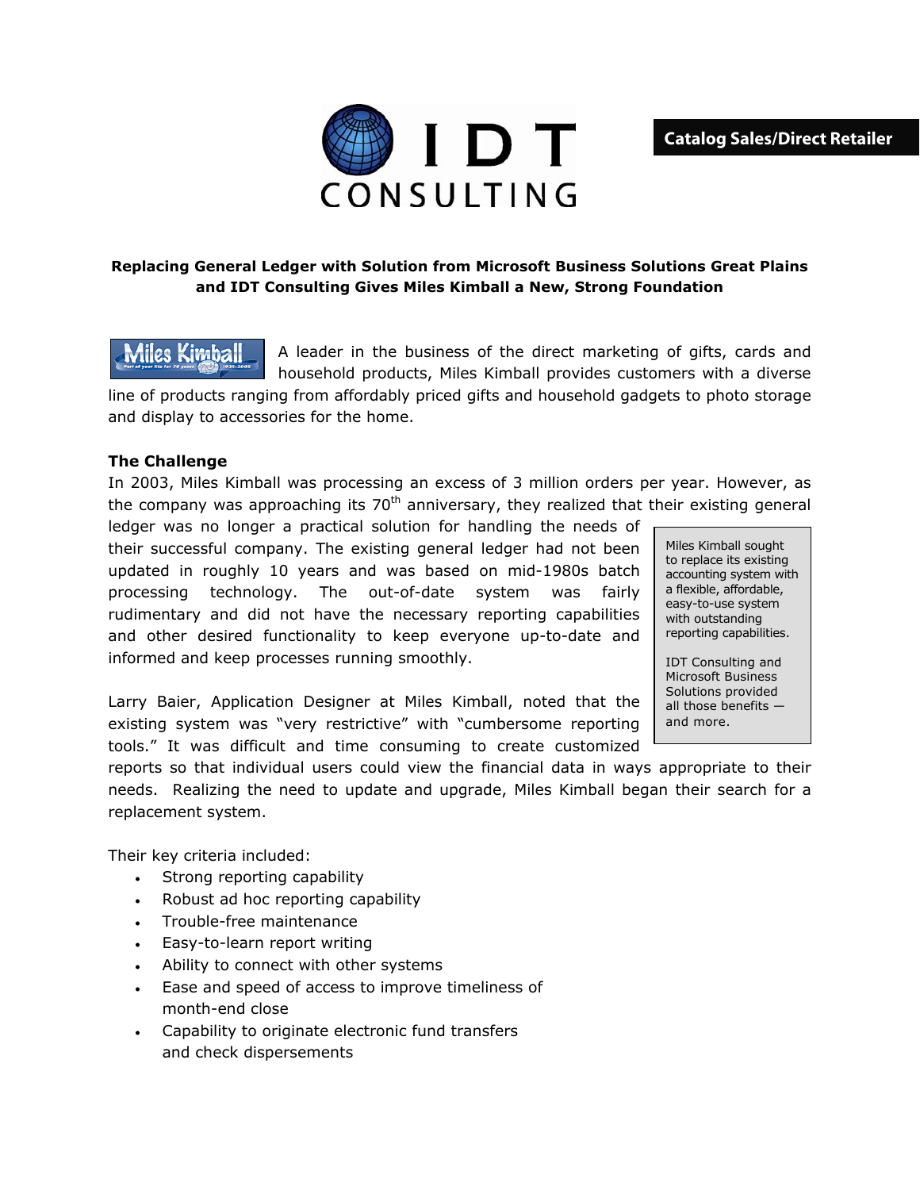Catalog Sales/Direct Retailer

**Replacing General Ledger with Solution from Microsoft Business Solutions Great Plains and IDT Consulting Gives Miles Kimball a New, Strong Foundation**

A leader in the business of the direct marketing of gifts, cards and household products, Miles Kimball provides customers with a diverse line of products ranging from affordably priced gifts and household gadgets to photo storage and display to accessories for the home.

## The Challenge

In 2003, Miles Kimball was processing an excess of 3 million orders per year. However, as the company was approaching its 70th anniversary, they realized that their existing general ledger was no longer a practical solution for handling the needs of their successful company. The existing general ledger had not been updated in roughly 10 years and was based on mid-1980s batch processing technology. The out-of-date system was fairly rudimentary and did not have the necessary reporting capabilities and other desired functionality to keep everyone up-to-date and informed and keep processes running smoothly.

> Miles Kimball sought to replace its existing accounting system with a flexible, affordable, easy-to-use system with outstanding reporting capabilities.
>
> IDT Consulting and Microsoft Business Solutions provided all those benefits — and more.

Larry Baier, Application Designer at Miles Kimball, noted that the existing system was "very restrictive" with "cumbersome reporting tools." It was difficult and time consuming to create customized reports so that individual users could view the financial data in ways appropriate to their needs. Realizing the need to update and upgrade, Miles Kimball began their search for a replacement system.

Their key criteria included:

- Strong reporting capability
- Robust ad hoc reporting capability
- Trouble-free maintenance
- Easy-to-learn report writing
- Ability to connect with other systems
- Ease and speed of access to improve timeliness of month-end close
- Capability to originate electronic fund transfers and check dispersements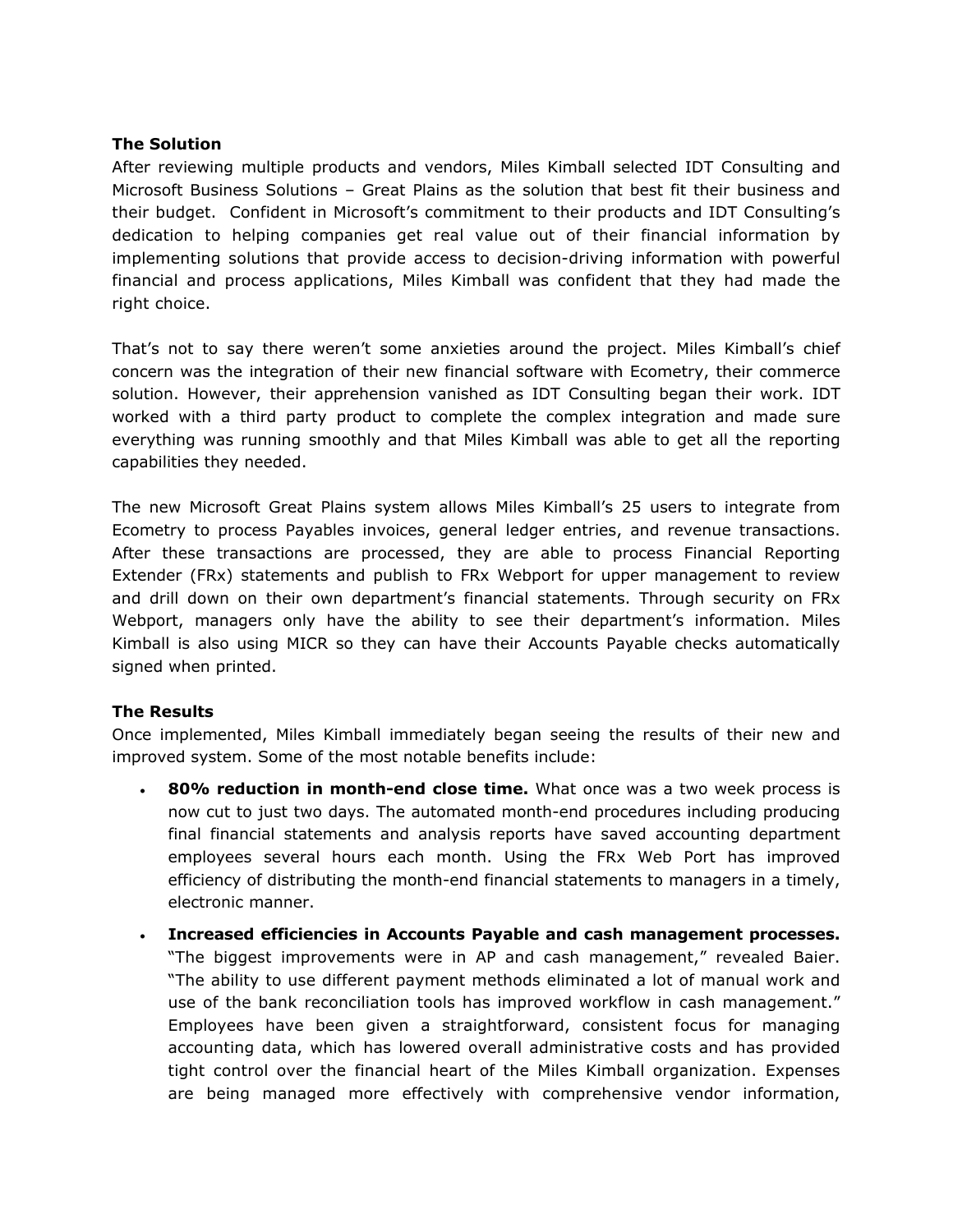**The Solution**

After reviewing multiple products and vendors, Miles Kimball selected IDT Consulting and Microsoft Business Solutions – Great Plains as the solution that best fit their business and their budget. Confident in Microsoft's commitment to their products and IDT Consulting's dedication to helping companies get real value out of their financial information by implementing solutions that provide access to decision-driving information with powerful financial and process applications, Miles Kimball was confident that they had made the right choice.

That's not to say there weren't some anxieties around the project. Miles Kimball's chief concern was the integration of their new financial software with Ecometry, their commerce solution. However, their apprehension vanished as IDT Consulting began their work. IDT worked with a third party product to complete the complex integration and made sure everything was running smoothly and that Miles Kimball was able to get all the reporting capabilities they needed.

The new Microsoft Great Plains system allows Miles Kimball's 25 users to integrate from Ecometry to process Payables invoices, general ledger entries, and revenue transactions. After these transactions are processed, they are able to process Financial Reporting Extender (FRx) statements and publish to FRx Webport for upper management to review and drill down on their own department's financial statements. Through security on FRx Webport, managers only have the ability to see their department's information. Miles Kimball is also using MICR so they can have their Accounts Payable checks automatically signed when printed.

**The Results**

Once implemented, Miles Kimball immediately began seeing the results of their new and improved system. Some of the most notable benefits include:

- **80% reduction in month-end close time.** What once was a two week process is now cut to just two days. The automated month-end procedures including producing final financial statements and analysis reports have saved accounting department employees several hours each month. Using the FRx Web Port has improved efficiency of distributing the month-end financial statements to managers in a timely, electronic manner.
- **Increased efficiencies in Accounts Payable and cash management processes.** "The biggest improvements were in AP and cash management," revealed Baier. "The ability to use different payment methods eliminated a lot of manual work and use of the bank reconciliation tools has improved workflow in cash management." Employees have been given a straightforward, consistent focus for managing accounting data, which has lowered overall administrative costs and has provided tight control over the financial heart of the Miles Kimball organization. Expenses are being managed more effectively with comprehensive vendor information,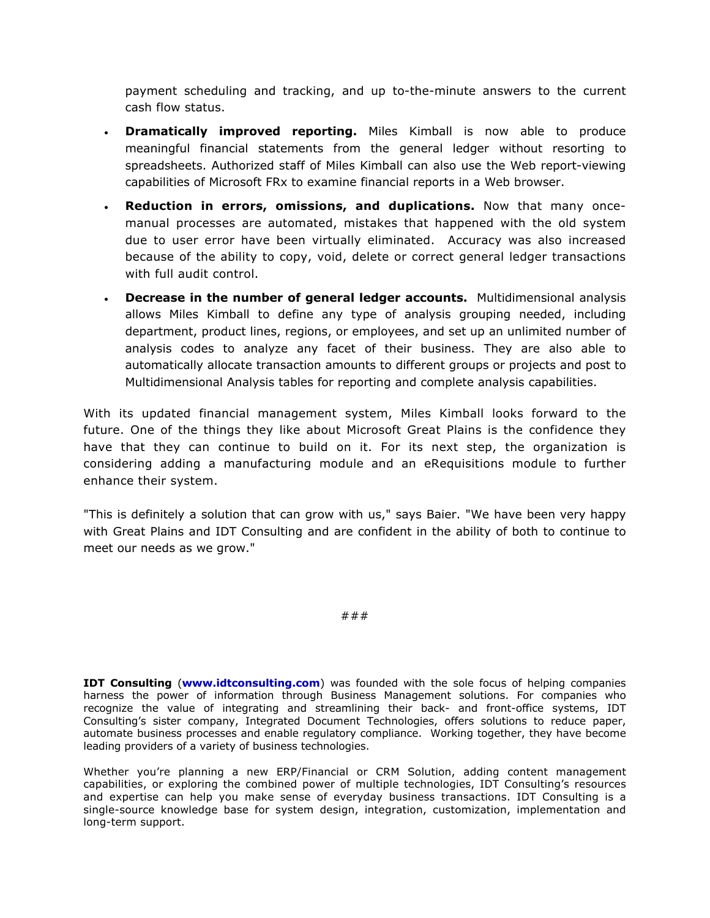payment scheduling and tracking, and up to-the-minute answers to the current cash flow status.

- **Dramatically improved reporting.** Miles Kimball is now able to produce meaningful financial statements from the general ledger without resorting to spreadsheets. Authorized staff of Miles Kimball can also use the Web report-viewing capabilities of Microsoft FRx to examine financial reports in a Web browser.
- **Reduction in errors, omissions, and duplications.** Now that many once-manual processes are automated, mistakes that happened with the old system due to user error have been virtually eliminated. Accuracy was also increased because of the ability to copy, void, delete or correct general ledger transactions with full audit control.
- **Decrease in the number of general ledger accounts.** Multidimensional analysis allows Miles Kimball to define any type of analysis grouping needed, including department, product lines, regions, or employees, and set up an unlimited number of analysis codes to analyze any facet of their business. They are also able to automatically allocate transaction amounts to different groups or projects and post to Multidimensional Analysis tables for reporting and complete analysis capabilities.

With its updated financial management system, Miles Kimball looks forward to the future. One of the things they like about Microsoft Great Plains is the confidence they have that they can continue to build on it. For its next step, the organization is considering adding a manufacturing module and an eRequisitions module to further enhance their system.

"This is definitely a solution that can grow with us," says Baier. "We have been very happy with Great Plains and IDT Consulting and are confident in the ability of both to continue to meet our needs as we grow."

###

**IDT Consulting** (**www.idtconsulting.com**) was founded with the sole focus of helping companies harness the power of information through Business Management solutions. For companies who recognize the value of integrating and streamlining their back- and front-office systems, IDT Consulting's sister company, Integrated Document Technologies, offers solutions to reduce paper, automate business processes and enable regulatory compliance. Working together, they have become leading providers of a variety of business technologies.

Whether you're planning a new ERP/Financial or CRM Solution, adding content management capabilities, or exploring the combined power of multiple technologies, IDT Consulting's resources and expertise can help you make sense of everyday business transactions. IDT Consulting is a single-source knowledge base for system design, integration, customization, implementation and long-term support.